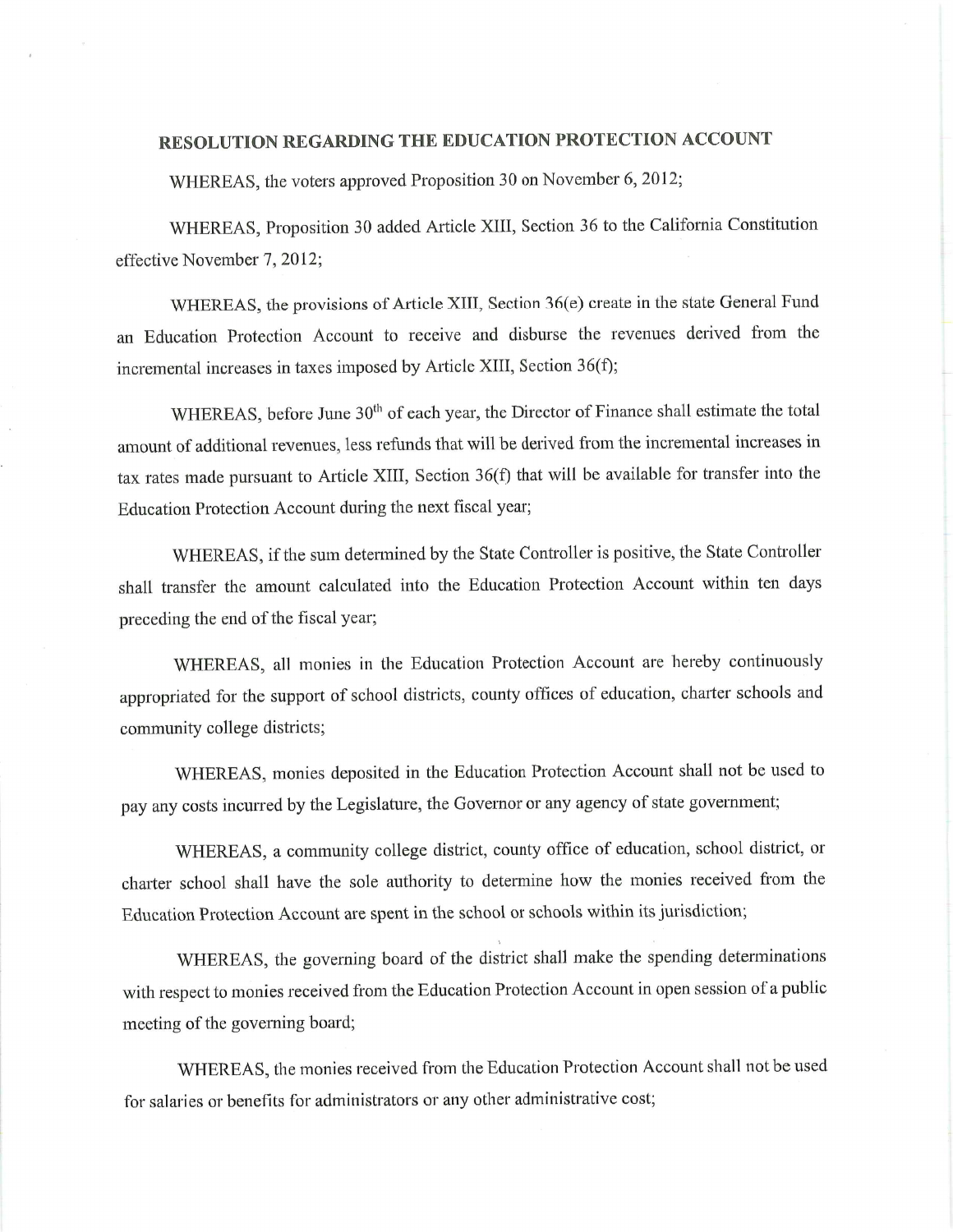## RESOLUTION REGARDING THE EDUCATION PROTECTION ACCOUNT

WHEREAS, the voters approved Proposition 30 on November 6, 2012;

WHEREAS, Proposition 30 added Article XIII, Section 36 to the California Constitution effective November 7, 2012;

WHEREAS, the provisions of Article XIII, Section 36(e) create in the state General Fund an Education Protection Account to receive and disburse the revenues derived from the incremental increases in taxes imposed by Article XIII, Section 36(f);

WHEREAS, before June 30th of each year, the Director of Finance shall estimate the total amount of additional revenues, less refunds that will be derived from the incremental increases in tax rates made pursuant to Article XIII, Section 36(f) that will be available for transfer into the Education Protection Account during the next fiscal year;

WHEREAS, if the sum determined by the State Controller is positive, the State Controller shall transfer the amount calculated into the Education Protection Account within ten days preceding the end of the fiscal year;

WHEREAS, all monies in the Education Protection Account are hereby continuously appropriated for the support of school districts, county offices of education, charter schools and community college districts;

WHEREAS, monies deposited in the Education Protection Account shall not be used to pay any costs incurred by the Legislature, the Governor or any agency of state government;

WHEREAS, a community college district, county office of education, school district, or charter school shall have the sole authority to determine how the monies received from the Education Protection Account are spent in the school or schools within its jurisdiction;

WHEREAS, the governing board of the district shall make the spending determinations with respect to monies received from the Education Protection Account in open session of a public meeting of the governing board;

WHEREAS, the monies received from the Education Protection Account shall not be used for salaries or benefits for administrators or any other administrative cost;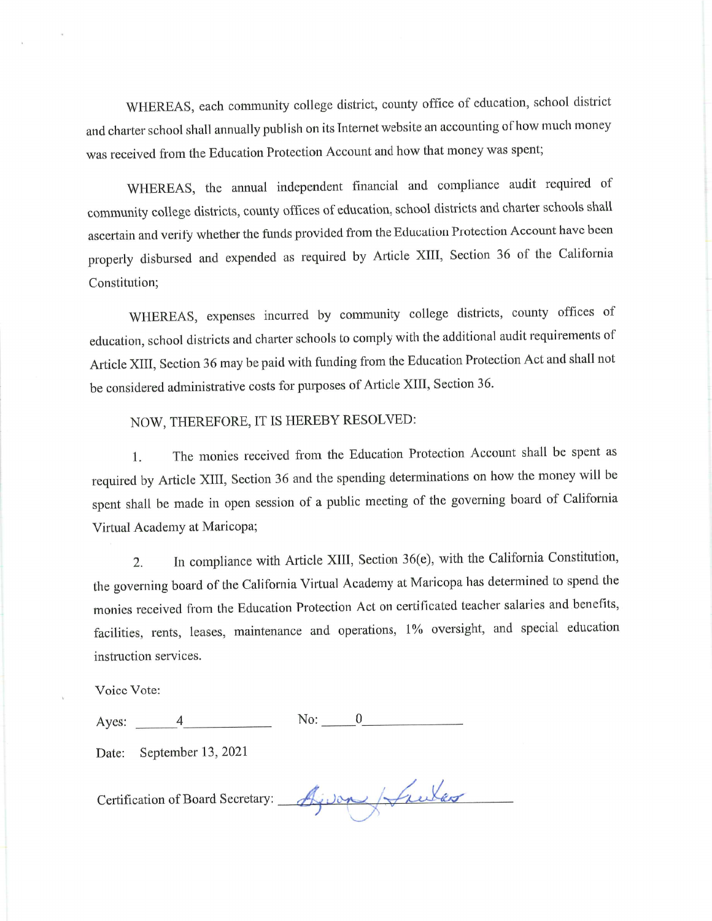WHEREAS, each community college district, county office of education, school district and charter school shall annually publish on its Internet website an accounting of how much money was received from the Education Protection Account and how that money was spent;

WHEREAS, the annual independent financial and compliance audit required of community college districts, county offices of education, school districts and charter schools shall ascertain and verify whether the funds provided from the Education Protection Account have been properly disbursed and expended as required by Article XIII, Section 36 of the California Constitution;

WHEREAS, expenses incurred by community college districts, county offices of education, school districts and charter schools to comply with the additional audit requirements of Article XIII, Section 36 may be paid with funding from the Education Protection Act and shall not be considered administrative costs for purposes of Article XIII, Section 36.

NOW, THEREFORE, IT IS HEREBY RESOLVED:

1. The monies received from the Education Protection Account shall be spent as required by Article XIII, Section 36 and the spending determinations on how the money will be spent shall be made in open session of a public meeting of the governing board of California Virtual Academy at Maricopa;

2. In compliance with Article XIII, Section 36(e), with the California Constitution, the governing board of the California Virtual Academy at Maricopa has determined to spend the monies received from the Education Protection Act on certificated teacher salaries and benefits, facilities, rents, leases, maintenance and operations, 1% oversight, and special education instruction services.

Voice Vote:

Ayes: 4 No: 0

Date: September 13, 2021

Certification of Board Secretary: [signature]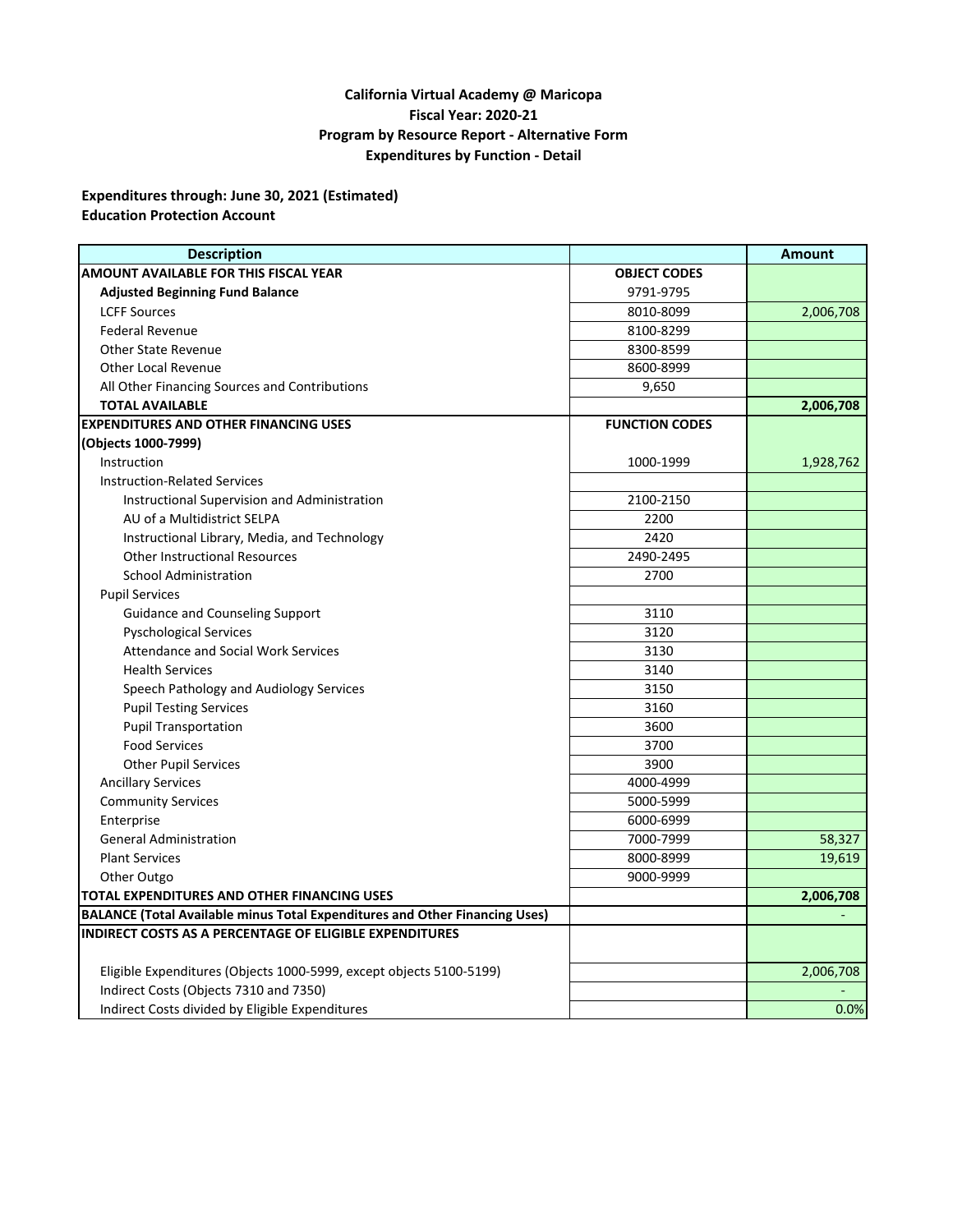**California Virtual Academy @ Maricopa**
**Fiscal Year: 2020-21**
**Program by Resource Report - Alternative Form**
**Expenditures by Function - Detail**

**Expenditures through: June 30, 2021 (Estimated)**
**Education Protection Account**

| Description | | Amount |
|---|---|---|
| **AMOUNT AVAILABLE FOR THIS FISCAL YEAR** | **OBJECT CODES** | |
| **Adjusted Beginning Fund Balance** | 9791-9795 | |
| LCFF Sources | 8010-8099 | 2,006,708 |
| Federal Revenue | 8100-8299 | |
| Other State Revenue | 8300-8599 | |
| Other Local Revenue | 8600-8999 | |
| All Other Financing Sources and Contributions | 9,650 | |
| **TOTAL AVAILABLE** | | **2,006,708** |
| **EXPENDITURES AND OTHER FINANCING USES** | **FUNCTION CODES** | |
| **(Objects 1000-7999)** | | |
| Instruction | 1000-1999 | 1,928,762 |
| Instruction-Related Services | | |
| Instructional Supervision and Administration | 2100-2150 | |
| AU of a Multidistrict SELPA | 2200 | |
| Instructional Library, Media, and Technology | 2420 | |
| Other Instructional Resources | 2490-2495 | |
| School Administration | 2700 | |
| Pupil Services | | |
| Guidance and Counseling Support | 3110 | |
| Pyschological Services | 3120 | |
| Attendance and Social Work Services | 3130 | |
| Health Services | 3140 | |
| Speech Pathology and Audiology Services | 3150 | |
| Pupil Testing Services | 3160 | |
| Pupil Transportation | 3600 | |
| Food Services | 3700 | |
| Other Pupil Services | 3900 | |
| Ancillary Services | 4000-4999 | |
| Community Services | 5000-5999 | |
| Enterprise | 6000-6999 | |
| General Administration | 7000-7999 | 58,327 |
| Plant Services | 8000-8999 | 19,619 |
| Other Outgo | 9000-9999 | |
| **TOTAL EXPENDITURES AND OTHER FINANCING USES** | | **2,006,708** |
| **BALANCE (Total Available minus Total Expenditures and Other Financing Uses)** | | - |
| **INDIRECT COSTS AS A PERCENTAGE OF ELIGIBLE EXPENDITURES** | | |
| Eligible Expenditures (Objects 1000-5999, except objects 5100-5199) | | 2,006,708 |
| Indirect Costs (Objects 7310 and 7350) | | - |
| Indirect Costs divided by Eligible Expenditures | | 0.0% |